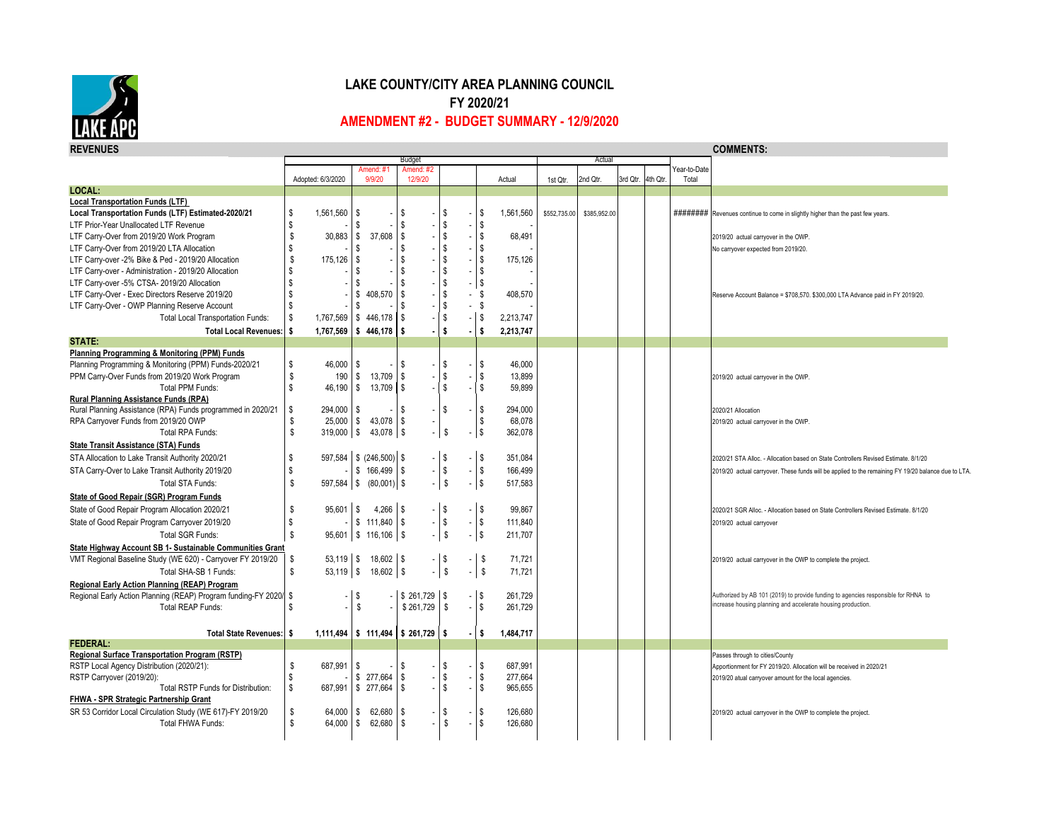# LAKE COUNTY/CITY AREA PLANNING COUNCIL

## FY 2020/21

## AMENDMENT #2 - BUDGET SUMMARY - 12/9/2020

**REVENUES** | **COMMENTS:**

| | Budget: Adopted: 6/3/2020 | Amend: #1 9/9/20 | Amend: #2 12/9/20 | | | Actual | Actual: 1st Qtr. | 2nd Qtr. | 3rd Qtr. | 4th Qtr. | Year-to-Date Total | COMMENTS |
|---|---|---|---|---|---|---|---|---|---|---|---|---|
| **LOCAL:** | | | | | | | | | | | | |
| **Local Transportation Funds (LTF)** | | | | | | | | | | | | |
| **Local Transportation Funds (LTF) Estimated-2020/21** | $ 1,561,560 | $ - | $ - | $ - | | $ 1,561,560 | $552,735.00 | $385,952.00 | | | ######## | Revenues continue to come in slightly higher than the past few years. |
| LTF Prior-Year Unallocated LTF Revenue | $ - | $ - | $ - | $ - | | $ - | | | | | | |
| LTF Carry-Over from 2019/20 Work Program | $ 30,883 | $ 37,608 | $ - | $ - | | $ 68,491 | | | | | | 2019/20 actual carryover in the OWP. |
| LTF Carry-Over from 2019/20 LTA Allocation | $ - | $ - | $ - | $ - | | $ - | | | | | | No carryover expected from 2019/20. |
| LTF Carry-over -2% Bike & Ped - 2019/20 Allocation | $ 175,126 | $ - | $ - | $ - | | $ 175,126 | | | | | | |
| LTF Carry-over - Administration - 2019/20 Allocation | $ - | $ - | $ - | $ - | | $ - | | | | | | |
| LTF Carry-over -5% CTSA- 2019/20 Allocation | $ - | $ - | $ - | $ - | | $ - | | | | | | |
| LTF Carry-Over - Exec Directors Reserve 2019/20 | $ - | $ 408,570 | $ - | $ - | | $ 408,570 | | | | | | Reserve Account Balance = $708,570. $300,000 LTA Advance paid in FY 2019/20. |
| LTF Carry-Over - OWP Planning Reserve Account | $ - | $ - | $ - | $ - | | $ - | | | | | | |
| Total Local Transportation Funds: | $ 1,767,569 | $ 446,178 | $ - | $ - | | $ 2,213,747 | | | | | | |
| **Total Local Revenues:** | **$ 1,767,569** | **$ 446,178** | **$ -** | **$ -** | | **$ 2,213,747** | | | | | | |
| **STATE:** | | | | | | | | | | | | |
| **Planning Programming & Monitoring (PPM) Funds** | | | | | | | | | | | | |
| Planning Programming & Monitoring (PPM) Funds-2020/21 | $ 46,000 | $ - | $ - | $ - | | $ 46,000 | | | | | | |
| PPM Carry-Over Funds from 2019/20 Work Program | $ 190 | $ 13,709 | $ - | $ - | | $ 13,899 | | | | | | 2019/20 actual carryover in the OWP. |
| Total PPM Funds: | $ 46,190 | $ 13,709 | $ - | $ - | | $ 59,899 | | | | | | |
| **Rural Planning Assistance Funds (RPA)** | | | | | | | | | | | | |
| Rural Planning Assistance (RPA) Funds programmed in 2020/21 | $ 294,000 | $ - | $ - | $ - | | $ 294,000 | | | | | | 2020/21 Allocation |
| RPA Carryover Funds from 2019/20 OWP | $ 25,000 | $ 43,078 | $ - | | | $ 68,078 | | | | | | 2019/20 actual carryover in the OWP. |
| Total RPA Funds: | $ 319,000 | $ 43,078 | $ - | $ - | | $ 362,078 | | | | | | |
| **State Transit Assistance (STA) Funds** | | | | | | | | | | | | |
| STA Allocation to Lake Transit Authority 2020/21 | $ 597,584 | $ (246,500) | $ - | $ - | | $ 351,084 | | | | | | 2020/21 STA Alloc. - Allocation based on State Controllers Revised Estimate. 8/1/20 |
| STA Carry-Over to Lake Transit Authority 2019/20 | $ - | $ 166,499 | $ - | $ - | | $ 166,499 | | | | | | 2019/20 actual carryover. These funds will be applied to the remaining FY 19/20 balance due to LTA. |
| Total STA Funds: | $ 597,584 | $ (80,001) | $ - | $ - | | $ 517,583 | | | | | | |
| **State of Good Repair (SGR) Program Funds** | | | | | | | | | | | | |
| State of Good Repair Program Allocation 2020/21 | $ 95,601 | $ 4,266 | $ - | $ - | | $ 99,867 | | | | | | 2020/21 SGR Alloc. - Allocation based on State Controllers Revised Estimate. 8/1/20 |
| State of Good Repair Program Carryover 2019/20 | $ - | $ 111,840 | $ - | $ - | | $ 111,840 | | | | | | 2019/20 actual carryover |
| Total SGR Funds: | $ 95,601 | $ 116,106 | $ - | $ - | | $ 211,707 | | | | | | |
| **State Highway Account SB 1- Sustainable Communities Grant** | | | | | | | | | | | | |
| VMT Regional Baseline Study (WE 620) - Carryover FY 2019/20 | $ 53,119 | $ 18,602 | $ - | $ - | | $ 71,721 | | | | | | 2019/20 actual carryover in the OWP to complete the project. |
| Total SHA-SB 1 Funds: | $ 53,119 | $ 18,602 | $ - | $ - | | $ 71,721 | | | | | | |
| **Regional Early Action Planning (REAP) Program** | | | | | | | | | | | | |
| Regional Early Action Planning (REAP) Program funding-FY 2020/ | $ - | $ - | $ 261,729 | $ - | | $ 261,729 | | | | | | Authorized by AB 101 (2019) to provide funding to agencies responsible for RHNA to increase housing planning and accelerate housing production. |
| Total REAP Funds: | $ - | $ - | $ 261,729 | $ - | | $ 261,729 | | | | | | |
| **Total State Revenues:** | **$ 1,111,494** | **$ 111,494** | **$ 261,729** | **$ -** | | **$ 1,484,717** | | | | | | |
| **FEDERAL:** | | | | | | | | | | | | |
| **Regional Surface Transportation Program (RSTP)** | | | | | | | | | | | | Passes through to cities/County |
| RSTP Local Agency Distribution (2020/21): | $ 687,991 | $ - | $ - | $ - | | $ 687,991 | | | | | | Apportionment for FY 2019/20. Allocation will be received in 2020/21 |
| RSTP Carryover (2019/20): | $ - | $ 277,664 | $ - | $ - | | $ 277,664 | | | | | | 2019/20 atual carryover amount for the local agencies. |
| Total RSTP Funds for Distribution: | $ 687,991 | $ 277,664 | $ - | $ - | | $ 965,655 | | | | | | |
| **FHWA - SPR Strategic Partnership Grant** | | | | | | | | | | | | |
| SR 53 Corridor Local Circulation Study (WE 617)-FY 2019/20 | $ 64,000 | $ 62,680 | $ - | $ - | | $ 126,680 | | | | | | 2019/20 actual carryover in the OWP to complete the project. |
| Total FHWA Funds: | $ 64,000 | $ 62,680 | $ - | $ - | | $ 126,680 | | | | | | |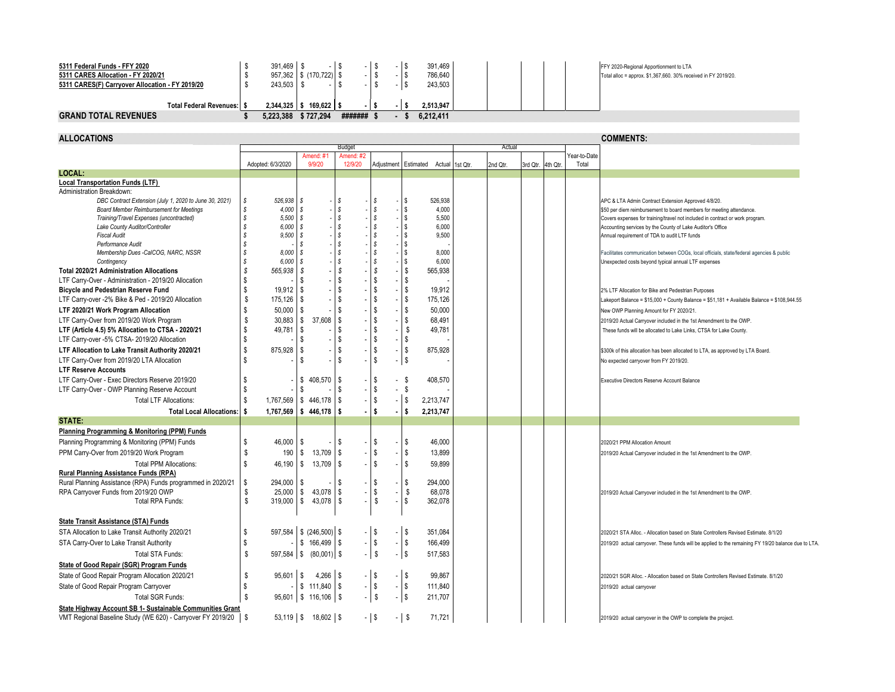| | Adopted | Amend #1 | Amend #2 | Adjustment | Estimated Actual | 1st Qtr. | 2nd Qtr. | 3rd Qtr. | 4th Qtr. | Year-to-Date Total | |
|---|---|---|---|---|---|---|---|---|---|---|---|
| **5311 Federal Funds - FFY 2020** | $ 391,469 | $ - | $ - | $ - | $ 391,469 | | | | | | FFY 2020-Regional Apportionment to LTA |
| **5311 CARES Allocation - FY 2020/21** | $ 957,362 | $ (170,722) | $ - | $ - | $ 786,640 | | | | | | Total alloc = approx. $1,367,660. 30% received in FY 2019/20. |
| **5311 CARES(F) Carryover Allocation - FY 2019/20** | $ 243,503 | $ - | $ - | $ - | $ 243,503 | | | | | | |
| **Total Federal Revenues:** | **$ 2,344,325** | **$ 169,622** | **$ -** | **$ -** | **$ 2,513,947** | | | | | | |
| **GRAND TOTAL REVENUES** | **$ 5,223,388** | **$ 727,294** | **#######** | **$ -** | **$ 6,212,411** | | | | | | |

## ALLOCATIONS

| | Budget | | | | | Actual | | | | | COMMENTS: |
|---|---|---|---|---|---|---|---|---|---|---|---|
| | Adopted: 6/3/2020 | Amend: #1 9/9/20 | Amend: #2 12/9/20 | Adjustment | Estimated Actual | 1st Qtr. | 2nd Qtr. | 3rd Qtr. | 4th Qtr. | Year-to-Date Total | |
| **LOCAL:** | | | | | | | | | | | |
| **Local Transportation Funds (LTF)** | | | | | | | | | | | |
| Administration Breakdown: | | | | | | | | | | | |
| *DBC Contract Extension (July 1, 2020 to June 30, 2021)* | *$ 526,938* | *$ -* | *$ -* | *$ -* | $ 526,938 | | | | | | APC & LTA Admin Contract Extension Approved 4/8/20. |
| *Board Member Reimbursement for Meetings* | *$ 4,000* | *$ -* | *$ -* | *$ -* | $ 4,000 | | | | | | $50 per diem reimbursement to board members for meeting attendance. |
| *Training/Travel Expenses (uncontracted)* | *$ 5,500* | *$ -* | *$ -* | *$ -* | $ 5,500 | | | | | | Covers expenses for training/travel not included in contract or work program. |
| *Lake County Auditor/Controller* | *$ 6,000* | *$ -* | *$ -* | *$ -* | $ 6,000 | | | | | | Accounting services by the County of Lake Auditor's Office |
| *Fiscal Audit* | *$ 9,500* | *$ -* | *$ -* | *$ -* | $ 9,500 | | | | | | Annual requirement of TDA to audit LTF funds |
| *Performance Audit* | *$ -* | *$ -* | *$ -* | *$ -* | $ - | | | | | | |
| *Membership Dues -CalCOG, NARC, NSSR* | *$ 8,000* | *$ -* | *$ -* | *$ -* | $ 8,000 | | | | | | Facilitates communication between COGs, local officials, state/federal agencies & public |
| *Contingency* | *$ 6,000* | *$ -* | *$ -* | *$ -* | $ 6,000 | | | | | | Unexpected costs beyond typical annual LTF expenses |
| **Total 2020/21 Administration Allocations** | *$ 565,938* | *$ -* | *$ -* | *$ -* | $ 565,938 | | | | | | |
| LTF Carry-Over - Administration - 2019/20 Allocation | $ - | $ - | $ - | $ - | $ - | | | | | | |
| **Bicycle and Pedestrian Reserve Fund** | $ 19,912 | $ - | $ - | $ - | $ 19,912 | | | | | | 2% LTF Allocation for Bike and Pedestrian Purposes |
| LTF Carry-over -2% Bike & Ped - 2019/20 Allocation | $ 175,126 | $ - | $ - | $ - | $ 175,126 | | | | | | Lakeport Balance = $15,000 + County Balance = $51,181 + Available Balance = $108,944.55 |
| **LTF 2020/21 Work Program Allocation** | $ 50,000 | $ - | $ - | $ - | $ 50,000 | | | | | | New OWP Planning Amount for FY 2020/21. |
| LTF Carry-Over from 2019/20 Work Program | $ 30,883 | $ 37,608 | $ - | $ - | $ 68,491 | | | | | | 2019/20 Actual Carryover included in the 1st Amendment to the OWP. |
| **LTF (Article 4.5) 5% Allocation to CTSA - 2020/21** | $ 49,781 | $ - | $ - | $ - | $ 49,781 | | | | | | These funds will be allocated to Lake Links, CTSA for Lake County. |
| LTF Carry-over -5% CTSA- 2019/20 Allocation | $ - | $ - | $ - | $ - | $ - | | | | | | |
| **LTF Allocation to Lake Transit Authority 2020/21** | $ 875,928 | $ - | $ - | $ - | $ 875,928 | | | | | | $300k of this allocation has been allocated to LTA, as approved by LTA Board. |
| LTF Carry-Over from 2019/20 LTA Allocation | $ - | $ - | $ - | $ - | $ - | | | | | | No expected carryover from FY 2019/20. |
| **LTF Reserve Accounts** | | | | | | | | | | | |
| LTF Carry-Over - Exec Directors Reserve 2019/20 | $ - | $ 408,570 | $ - | $ - | $ 408,570 | | | | | | Executive Directors Reserve Account Balance |
| LTF Carry-Over - OWP Planning Reserve Account | $ - | $ - | $ - | $ - | $ - | | | | | | |
| Total LTF Allocations: | $ 1,767,569 | $ 446,178 | $ - | $ - | $ 2,213,747 | | | | | | |
| **Total Local Allocations:** | **$ 1,767,569** | **$ 446,178** | **$ -** | **$ -** | **$ 2,213,747** | | | | | | |
| **STATE:** | | | | | | | | | | | |
| **Planning Programming & Monitoring (PPM) Funds** | | | | | | | | | | | |
| Planning Programming & Monitoring (PPM) Funds | $ 46,000 | $ - | $ - | $ - | $ 46,000 | | | | | | 2020/21 PPM Allocation Amount |
| PPM Carry-Over from 2019/20 Work Program | $ 190 | $ 13,709 | $ - | $ - | $ 13,899 | | | | | | 2019/20 Actual Carryover included in the 1st Amendment to the OWP. |
| Total PPM Allocations: | $ 46,190 | $ 13,709 | $ - | $ - | $ 59,899 | | | | | | |
| **Rural Planning Assistance Funds (RPA)** | | | | | | | | | | | |
| Rural Planning Assistance (RPA) Funds programmed in 2020/21 | $ 294,000 | $ - | $ - | $ - | $ 294,000 | | | | | | |
| RPA Carryover Funds from 2019/20 OWP | $ 25,000 | $ 43,078 | $ - | $ - | $ 68,078 | | | | | | 2019/20 Actual Carryover included in the 1st Amendment to the OWP. |
| Total RPA Funds: | $ 319,000 | $ 43,078 | $ - | $ - | $ 362,078 | | | | | | |
| **State Transit Assistance (STA) Funds** | | | | | | | | | | | |
| STA Allocation to Lake Transit Authority 2020/21 | $ 597,584 | $ (246,500) | $ - | $ - | $ 351,084 | | | | | | 2020/21 STA Alloc. - Allocation based on State Controllers Revised Estimate. 8/1/20 |
| STA Carry-Over to Lake Transit Authority | $ - | $ 166,499 | $ - | $ - | $ 166,499 | | | | | | 2019/20 actual carryover. These funds will be applied to the remaining FY 19/20 balance due to LTA. |
| Total STA Funds: | $ 597,584 | $ (80,001) | $ - | $ - | $ 517,583 | | | | | | |
| **State of Good Repair (SGR) Program Funds** | | | | | | | | | | | |
| State of Good Repair Program Allocation 2020/21 | $ 95,601 | $ 4,266 | $ - | $ - | $ 99,867 | | | | | | 2020/21 SGR Alloc. - Allocation based on State Controllers Revised Estimate. 8/1/20 |
| State of Good Repair Program Carryover | $ - | $ 111,840 | $ - | $ - | $ 111,840 | | | | | | 2019/20 actual carryover |
| Total SGR Funds: | $ 95,601 | $ 116,106 | $ - | $ - | $ 211,707 | | | | | | |
| **State Highway Account SB 1- Sustainable Communities Grant** | | | | | | | | | | | |
| VMT Regional Baseline Study (WE 620) - Carryover FY 2019/20 | $ 53,119 | $ 18,602 | $ - | $ - | $ 71,721 | | | | | | 2019/20 actual carryover in the OWP to complete the project. |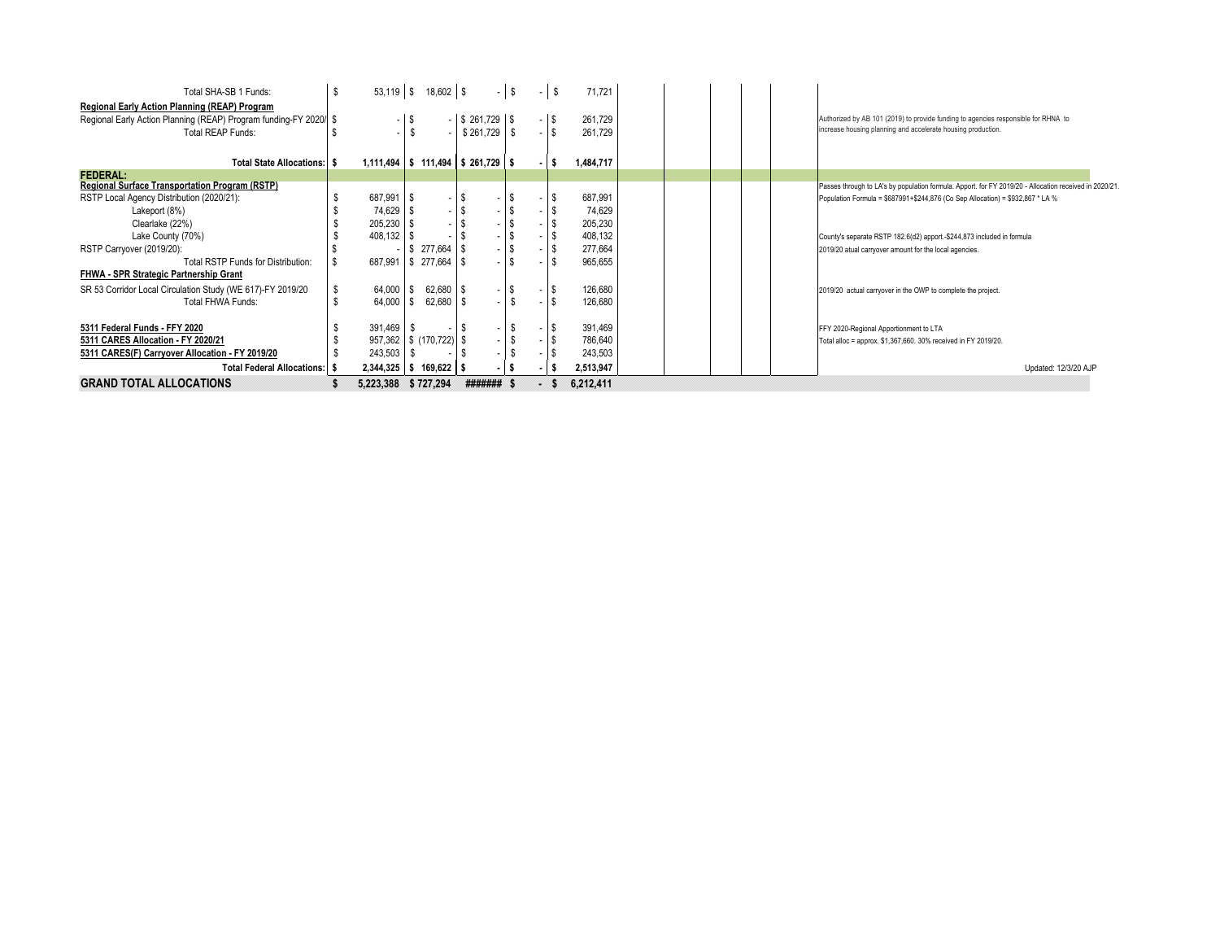| | | | | | | | | | | | |
|---|---|---|---|---|---|---|---|---|---|---|---|
| Total SHA-SB 1 Funds: | $ 53,119 | $ 18,602 | $ - | $ - | $ 71,721 | | | | | | |
| **Regional Early Action Planning (REAP) Program** | | | | | | | | | | | |
| Regional Early Action Planning (REAP) Program funding-FY 2020/ | $ - | $ - | $ 261,729 | $ - | $ 261,729 | | | | | | Authorized by AB 101 (2019) to provide funding to agencies responsible for RHNA to increase housing planning and accelerate housing production. |
| Total REAP Funds: | $ - | $ - | $ 261,729 | $ - | $ 261,729 | | | | | | |
| **Total State Allocations:** | **$ 1,111,494** | **$ 111,494** | **$ 261,729** | **$ -** | **$ 1,484,717** | | | | | | |
| **FEDERAL:** | | | | | | | | | | | |
| **Regional Surface Transportation Program (RSTP)** | | | | | | | | | | | Passes through to LA's by population formula. Apport. for FY 2019/20 - Allocation received in 2020/21. |
| RSTP Local Agency Distribution (2020/21): | $ 687,991 | $ - | $ - | $ - | $ 687,991 | | | | | | Population Formula = $687991+$244,876 (Co Sep Allocation) = $932,867 * LA % |
| Lakeport (8%) | $ 74,629 | $ - | $ - | $ - | $ 74,629 | | | | | | |
| Clearlake (22%) | $ 205,230 | $ - | $ - | $ - | $ 205,230 | | | | | | |
| Lake County (70%) | $ 408,132 | $ - | $ - | $ - | $ 408,132 | | | | | | County's separate RSTP 182.6(d2) apport.-$244,873 included in formula |
| RSTP Carryover (2019/20): | $ - | $ 277,664 | $ - | $ - | $ 277,664 | | | | | | 2019/20 atual carryover amount for the local agencies. |
| Total RSTP Funds for Distribution: | $ 687,991 | $ 277,664 | $ - | $ - | $ 965,655 | | | | | | |
| **FHWA - SPR Strategic Partnership Grant** | | | | | | | | | | | |
| SR 53 Corridor Local Circulation Study (WE 617)-FY 2019/20 | $ 64,000 | $ 62,680 | $ - | $ - | $ 126,680 | | | | | | 2019/20 actual carryover in the OWP to complete the project. |
| Total FHWA Funds: | $ 64,000 | $ 62,680 | $ - | $ - | $ 126,680 | | | | | | |
| **5311 Federal Funds - FFY 2020** | $ 391,469 | $ - | $ - | $ - | $ 391,469 | | | | | | FFY 2020-Regional Apportionment to LTA |
| **5311 CARES Allocation - FY 2020/21** | $ 957,362 | $ (170,722) | $ - | $ - | $ 786,640 | | | | | | Total alloc = approx. $1,367,660. 30% received in FY 2019/20. |
| **5311 CARES(F) Carryover Allocation - FY 2019/20** | $ 243,503 | $ - | $ - | $ - | $ 243,503 | | | | | | |
| **Total Federal Allocations:** | **$ 2,344,325** | **$ 169,622** | **$ -** | **$ -** | **$ 2,513,947** | | | | | | Updated: 12/3/20 AJP |
| **GRAND TOTAL ALLOCATIONS** | **$ 5,223,388** | **$ 727,294** | **#######** | **$ -** | **$ 6,212,411** | | | | | | |